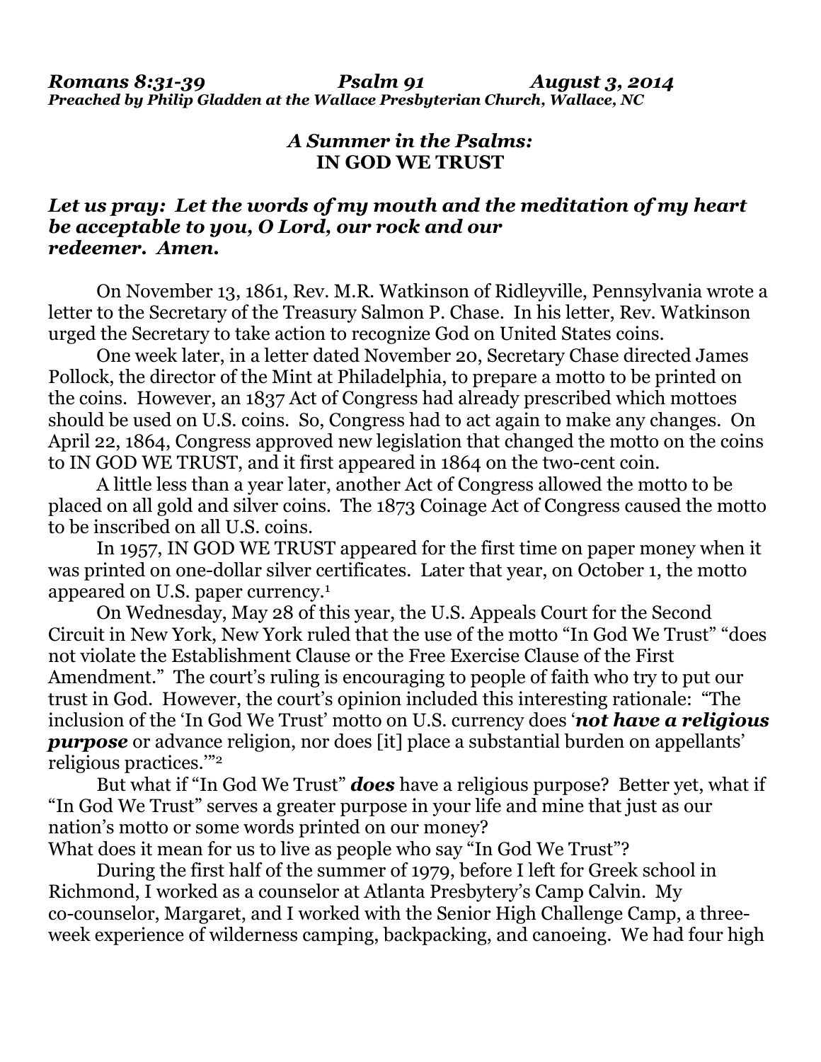***Romans 8:31-39 Psalm 91 August 3, 2014***
***Preached by Philip Gladden at the Wallace Presbyterian Church, Wallace, NC***

### *A Summer in the Psalms:* **IN GOD WE TRUST**

***Let us pray: Let the words of my mouth and the meditation of my heart be acceptable to you, O Lord, our rock and our redeemer. Amen.***

On November 13, 1861, Rev. M.R. Watkinson of Ridleyville, Pennsylvania wrote a letter to the Secretary of the Treasury Salmon P. Chase. In his letter, Rev. Watkinson urged the Secretary to take action to recognize God on United States coins.

One week later, in a letter dated November 20, Secretary Chase directed James Pollock, the director of the Mint at Philadelphia, to prepare a motto to be printed on the coins. However, an 1837 Act of Congress had already prescribed which mottoes should be used on U.S. coins. So, Congress had to act again to make any changes. On April 22, 1864, Congress approved new legislation that changed the motto on the coins to IN GOD WE TRUST, and it first appeared in 1864 on the two-cent coin.

A little less than a year later, another Act of Congress allowed the motto to be placed on all gold and silver coins. The 1873 Coinage Act of Congress caused the motto to be inscribed on all U.S. coins.

In 1957, IN GOD WE TRUST appeared for the first time on paper money when it was printed on one-dollar silver certificates. Later that year, on October 1, the motto appeared on U.S. paper currency.[1]

On Wednesday, May 28 of this year, the U.S. Appeals Court for the Second Circuit in New York, New York ruled that the use of the motto "In God We Trust" "does not violate the Establishment Clause or the Free Exercise Clause of the First Amendment." The court's ruling is encouraging to people of faith who try to put our trust in God. However, the court's opinion included this interesting rationale: "The inclusion of the 'In God We Trust' motto on U.S. currency does '***not have a religious purpose*** or advance religion, nor does [it] place a substantial burden on appellants' religious practices.'"[2]

But what if "In God We Trust" ***does*** have a religious purpose? Better yet, what if "In God We Trust" serves a greater purpose in your life and mine that just as our nation's motto or some words printed on our money?
What does it mean for us to live as people who say "In God We Trust"?

During the first half of the summer of 1979, before I left for Greek school in Richmond, I worked as a counselor at Atlanta Presbytery's Camp Calvin. My co-counselor, Margaret, and I worked with the Senior High Challenge Camp, a three-week experience of wilderness camping, backpacking, and canoeing. We had four high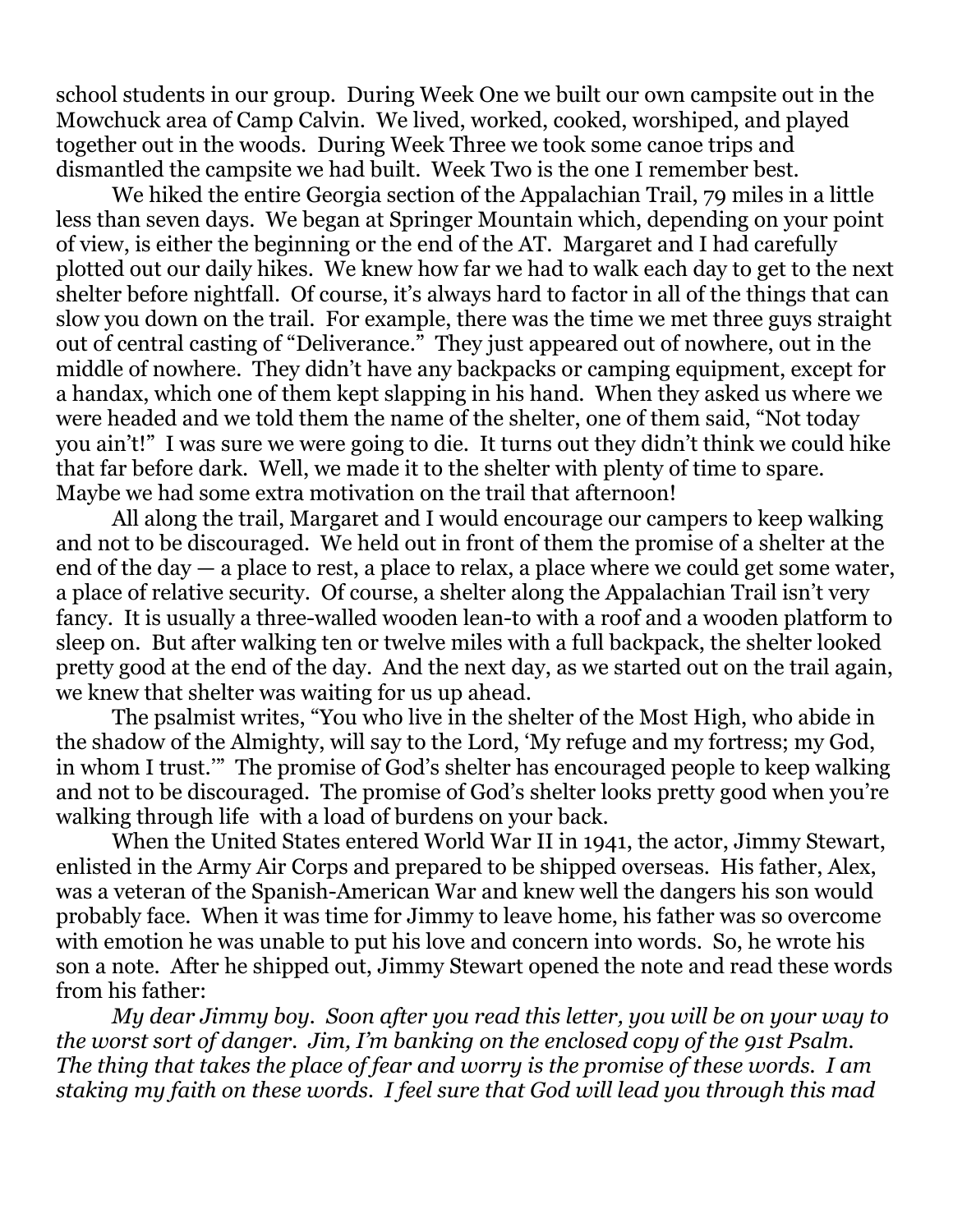school students in our group. During Week One we built our own campsite out in the Mowchuck area of Camp Calvin. We lived, worked, cooked, worshiped, and played together out in the woods. During Week Three we took some canoe trips and dismantled the campsite we had built. Week Two is the one I remember best.

We hiked the entire Georgia section of the Appalachian Trail, 79 miles in a little less than seven days. We began at Springer Mountain which, depending on your point of view, is either the beginning or the end of the AT. Margaret and I had carefully plotted out our daily hikes. We knew how far we had to walk each day to get to the next shelter before nightfall. Of course, it's always hard to factor in all of the things that can slow you down on the trail. For example, there was the time we met three guys straight out of central casting of "Deliverance." They just appeared out of nowhere, out in the middle of nowhere. They didn't have any backpacks or camping equipment, except for a handax, which one of them kept slapping in his hand. When they asked us where we were headed and we told them the name of the shelter, one of them said, "Not today you ain't!" I was sure we were going to die. It turns out they didn't think we could hike that far before dark. Well, we made it to the shelter with plenty of time to spare. Maybe we had some extra motivation on the trail that afternoon!

All along the trail, Margaret and I would encourage our campers to keep walking and not to be discouraged. We held out in front of them the promise of a shelter at the end of the day — a place to rest, a place to relax, a place where we could get some water, a place of relative security. Of course, a shelter along the Appalachian Trail isn't very fancy. It is usually a three-walled wooden lean-to with a roof and a wooden platform to sleep on. But after walking ten or twelve miles with a full backpack, the shelter looked pretty good at the end of the day. And the next day, as we started out on the trail again, we knew that shelter was waiting for us up ahead.

The psalmist writes, "You who live in the shelter of the Most High, who abide in the shadow of the Almighty, will say to the Lord, 'My refuge and my fortress; my God, in whom I trust.'" The promise of God's shelter has encouraged people to keep walking and not to be discouraged. The promise of God's shelter looks pretty good when you're walking through life with a load of burdens on your back.

When the United States entered World War II in 1941, the actor, Jimmy Stewart, enlisted in the Army Air Corps and prepared to be shipped overseas. His father, Alex, was a veteran of the Spanish-American War and knew well the dangers his son would probably face. When it was time for Jimmy to leave home, his father was so overcome with emotion he was unable to put his love and concern into words. So, he wrote his son a note. After he shipped out, Jimmy Stewart opened the note and read these words from his father:

*My dear Jimmy boy. Soon after you read this letter, you will be on your way to the worst sort of danger. Jim, I'm banking on the enclosed copy of the 91st Psalm. The thing that takes the place of fear and worry is the promise of these words. I am staking my faith on these words. I feel sure that God will lead you through this mad*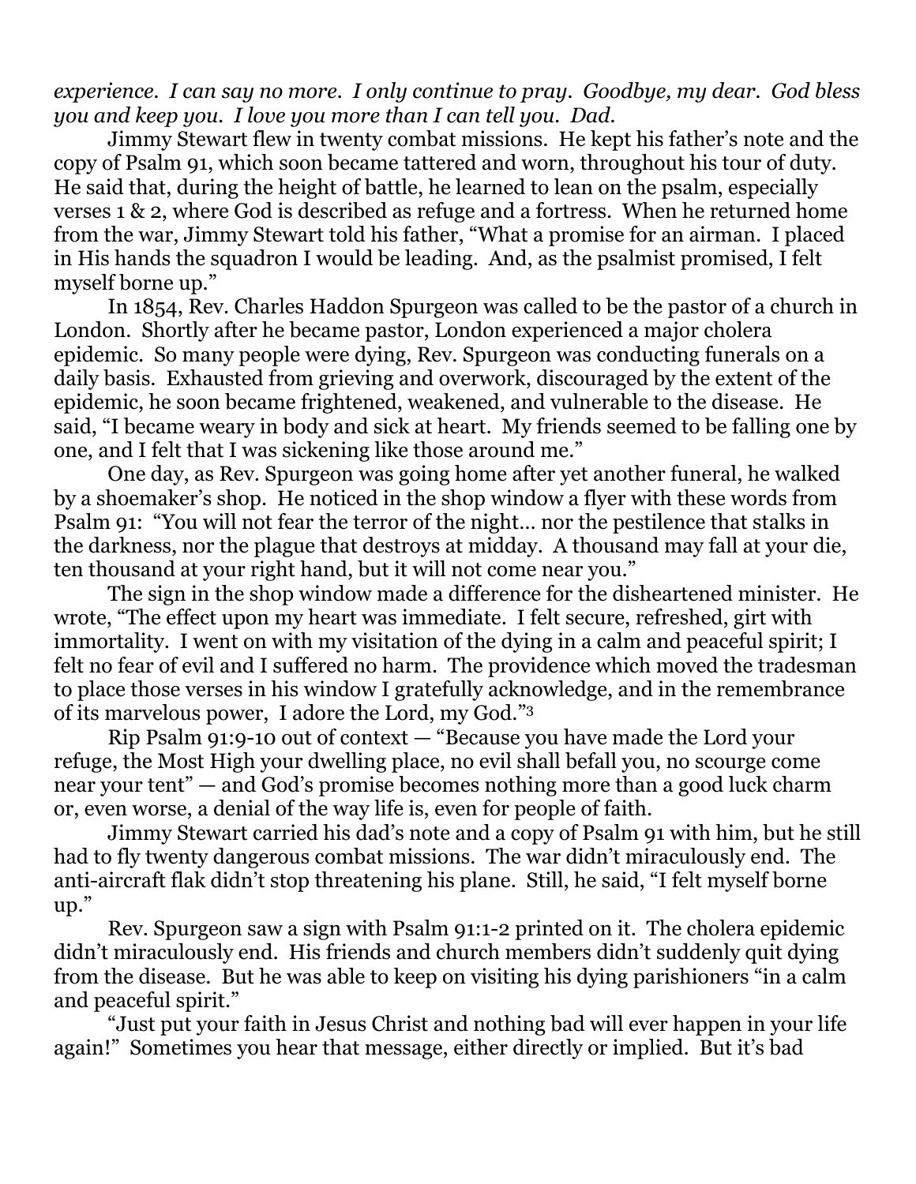*experience. I can say no more. I only continue to pray. Goodbye, my dear. God bless you and keep you. I love you more than I can tell you. Dad.*

Jimmy Stewart flew in twenty combat missions. He kept his father's note and the copy of Psalm 91, which soon became tattered and worn, throughout his tour of duty. He said that, during the height of battle, he learned to lean on the psalm, especially verses 1 & 2, where God is described as refuge and a fortress. When he returned home from the war, Jimmy Stewart told his father, "What a promise for an airman. I placed in His hands the squadron I would be leading. And, as the psalmist promised, I felt myself borne up."

In 1854, Rev. Charles Haddon Spurgeon was called to be the pastor of a church in London. Shortly after he became pastor, London experienced a major cholera epidemic. So many people were dying, Rev. Spurgeon was conducting funerals on a daily basis. Exhausted from grieving and overwork, discouraged by the extent of the epidemic, he soon became frightened, weakened, and vulnerable to the disease. He said, "I became weary in body and sick at heart. My friends seemed to be falling one by one, and I felt that I was sickening like those around me."

One day, as Rev. Spurgeon was going home after yet another funeral, he walked by a shoemaker's shop. He noticed in the shop window a flyer with these words from Psalm 91: "You will not fear the terror of the night… nor the pestilence that stalks in the darkness, nor the plague that destroys at midday. A thousand may fall at your die, ten thousand at your right hand, but it will not come near you."

The sign in the shop window made a difference for the disheartened minister. He wrote, "The effect upon my heart was immediate. I felt secure, refreshed, girt with immortality. I went on with my visitation of the dying in a calm and peaceful spirit; I felt no fear of evil and I suffered no harm. The providence which moved the tradesman to place those verses in his window I gratefully acknowledge, and in the remembrance of its marvelous power, I adore the Lord, my God."[3]

Rip Psalm 91:9-10 out of context — "Because you have made the Lord your refuge, the Most High your dwelling place, no evil shall befall you, no scourge come near your tent" — and God's promise becomes nothing more than a good luck charm or, even worse, a denial of the way life is, even for people of faith.

Jimmy Stewart carried his dad's note and a copy of Psalm 91 with him, but he still had to fly twenty dangerous combat missions. The war didn't miraculously end. The anti-aircraft flak didn't stop threatening his plane. Still, he said, "I felt myself borne up."

Rev. Spurgeon saw a sign with Psalm 91:1-2 printed on it. The cholera epidemic didn't miraculously end. His friends and church members didn't suddenly quit dying from the disease. But he was able to keep on visiting his dying parishioners "in a calm and peaceful spirit."

"Just put your faith in Jesus Christ and nothing bad will ever happen in your life again!" Sometimes you hear that message, either directly or implied. But it's bad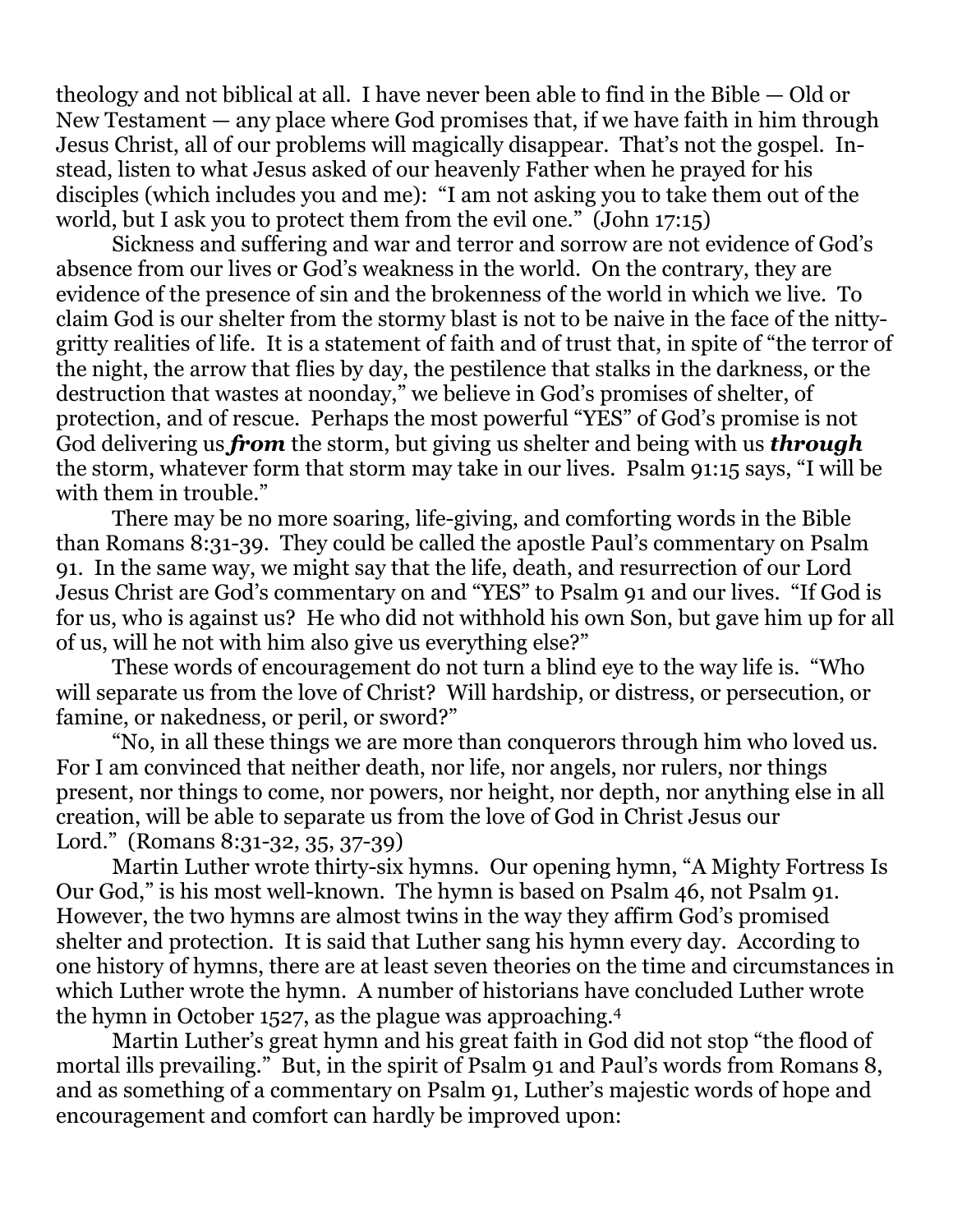theology and not biblical at all. I have never been able to find in the Bible — Old or New Testament — any place where God promises that, if we have faith in him through Jesus Christ, all of our problems will magically disappear. That's not the gospel. Instead, listen to what Jesus asked of our heavenly Father when he prayed for his disciples (which includes you and me): "I am not asking you to take them out of the world, but I ask you to protect them from the evil one." (John 17:15)

Sickness and suffering and war and terror and sorrow are not evidence of God's absence from our lives or God's weakness in the world. On the contrary, they are evidence of the presence of sin and the brokenness of the world in which we live. To claim God is our shelter from the stormy blast is not to be naive in the face of the nitty-gritty realities of life. It is a statement of faith and of trust that, in spite of "the terror of the night, the arrow that flies by day, the pestilence that stalks in the darkness, or the destruction that wastes at noonday," we believe in God's promises of shelter, of protection, and of rescue. Perhaps the most powerful "YES" of God's promise is not God delivering us ***from*** the storm, but giving us shelter and being with us ***through*** the storm, whatever form that storm may take in our lives. Psalm 91:15 says, "I will be with them in trouble."

There may be no more soaring, life-giving, and comforting words in the Bible than Romans 8:31-39. They could be called the apostle Paul's commentary on Psalm 91. In the same way, we might say that the life, death, and resurrection of our Lord Jesus Christ are God's commentary on and "YES" to Psalm 91 and our lives. "If God is for us, who is against us? He who did not withhold his own Son, but gave him up for all of us, will he not with him also give us everything else?"

These words of encouragement do not turn a blind eye to the way life is. "Who will separate us from the love of Christ? Will hardship, or distress, or persecution, or famine, or nakedness, or peril, or sword?"

"No, in all these things we are more than conquerors through him who loved us. For I am convinced that neither death, nor life, nor angels, nor rulers, nor things present, nor things to come, nor powers, nor height, nor depth, nor anything else in all creation, will be able to separate us from the love of God in Christ Jesus our Lord." (Romans 8:31-32, 35, 37-39)

Martin Luther wrote thirty-six hymns. Our opening hymn, "A Mighty Fortress Is Our God," is his most well-known. The hymn is based on Psalm 46, not Psalm 91. However, the two hymns are almost twins in the way they affirm God's promised shelter and protection. It is said that Luther sang his hymn every day. According to one history of hymns, there are at least seven theories on the time and circumstances in which Luther wrote the hymn. A number of historians have concluded Luther wrote the hymn in October 1527, as the plague was approaching.[4]

Martin Luther's great hymn and his great faith in God did not stop "the flood of mortal ills prevailing." But, in the spirit of Psalm 91 and Paul's words from Romans 8, and as something of a commentary on Psalm 91, Luther's majestic words of hope and encouragement and comfort can hardly be improved upon: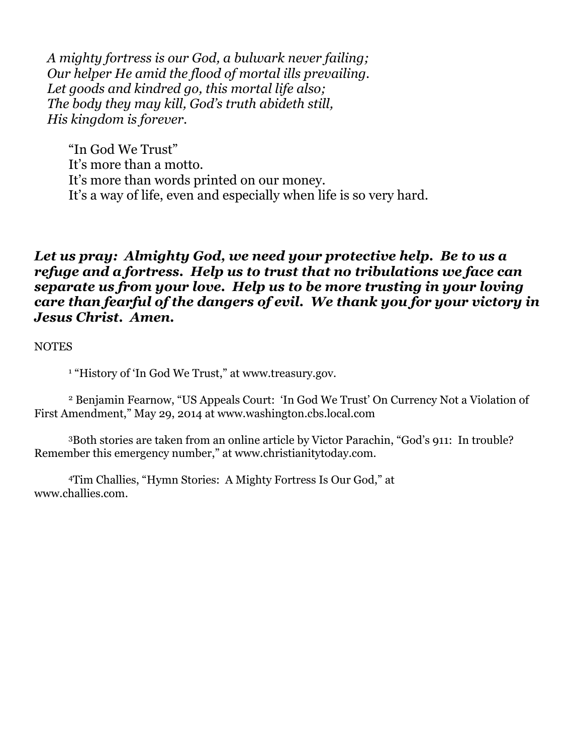*A mighty fortress is our God, a bulwark never failing;*
*Our helper He amid the flood of mortal ills prevailing.*
*Let goods and kindred go, this mortal life also;*
*The body they may kill, God's truth abideth still,*
*His kingdom is forever.*

"In God We Trust"
It's more than a motto.
It's more than words printed on our money.
It's a way of life, even and especially when life is so very hard.

***Let us pray: Almighty God, we need your protective help. Be to us a refuge and a fortress. Help us to trust that no tribulations we face can separate us from your love. Help us to be more trusting in your loving care than fearful of the dangers of evil. We thank you for your victory in Jesus Christ. Amen.***

NOTES

[1] "History of 'In God We Trust,'" at www.treasury.gov.

[2] Benjamin Fearnow, "US Appeals Court: 'In God We Trust' On Currency Not a Violation of First Amendment," May 29, 2014 at www.washington.cbs.local.com

[3] Both stories are taken from an online article by Victor Parachin, "God's 911: In trouble? Remember this emergency number," at www.christianitytoday.com.

[4] Tim Challies, "Hymn Stories: A Mighty Fortress Is Our God," at www.challies.com.